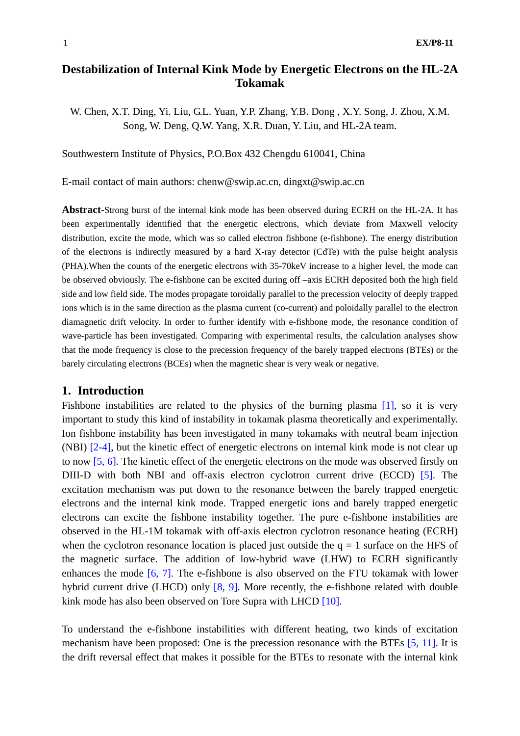# Destabilization of Internal Kink Mode by Energetic Electrons on the HL-2A Tokamak

W. Chen, X.T. Ding, Yi. Liu, G.L. Yuan, Y.P. Zhang, Y.B. Dong , X.Y. Song, J. Zhou, X.M. Song, W. Deng, Q.W. Yang, X.R. Duan, Y. Liu, and HL-2A team.

Southwestern Institute of Physics, P.O.Box 432 Chengdu 610041, China

E-mail contact of main authors: chenw@swip.ac.cn, dingxt@swip.ac.cn

**Abstract**-Strong burst of the internal kink mode has been observed during ECRH on the HL-2A. It has been experimentally identified that the energetic electrons, which deviate from Maxwell velocity distribution, excite the mode, which was so called electron fishbone (e-fishbone). The energy distribution of the electrons is indirectly measured by a hard X-ray detector (CdTe) with the pulse height analysis (PHA).When the counts of the energetic electrons with 35-70keV increase to a higher level, the mode can be observed obviously. The e-fishbone can be excited during off –axis ECRH deposited both the high field side and low field side. The modes propagate toroidally parallel to the precession velocity of deeply trapped ions which is in the same direction as the plasma current (co-current) and poloidally parallel to the electron diamagnetic drift velocity. In order to further identify with e-fishbone mode, the resonance condition of wave-particle has been investigated. Comparing with experimental results, the calculation analyses show that the mode frequency is close to the precession frequency of the barely trapped electrons (BTEs) or the barely circulating electrons (BCEs) when the magnetic shear is very weak or negative.

## 1. Introduction

Fishbone instabilities are related to the physics of the burning plasma [1], so it is very important to study this kind of instability in tokamak plasma theoretically and experimentally. Ion fishbone instability has been investigated in many tokamaks with neutral beam injection (NBI) [2-4], but the kinetic effect of energetic electrons on internal kink mode is not clear up to now [5, 6]. The kinetic effect of the energetic electrons on the mode was observed firstly on DIII-D with both NBI and off-axis electron cyclotron current drive (ECCD) [5]. The excitation mechanism was put down to the resonance between the barely trapped energetic electrons and the internal kink mode. Trapped energetic ions and barely trapped energetic electrons can excite the fishbone instability together. The pure e-fishbone instabilities are observed in the HL-1M tokamak with off-axis electron cyclotron resonance heating (ECRH) when the cyclotron resonance location is placed just outside the q = 1 surface on the HFS of the magnetic surface. The addition of low-hybrid wave (LHW) to ECRH significantly enhances the mode [6, 7]. The e-fishbone is also observed on the FTU tokamak with lower hybrid current drive (LHCD) only [8, 9]. More recently, the e-fishbone related with double kink mode has also been observed on Tore Supra with LHCD [10].

To understand the e-fishbone instabilities with different heating, two kinds of excitation mechanism have been proposed: One is the precession resonance with the BTEs [5, 11]. It is the drift reversal effect that makes it possible for the BTEs to resonate with the internal kink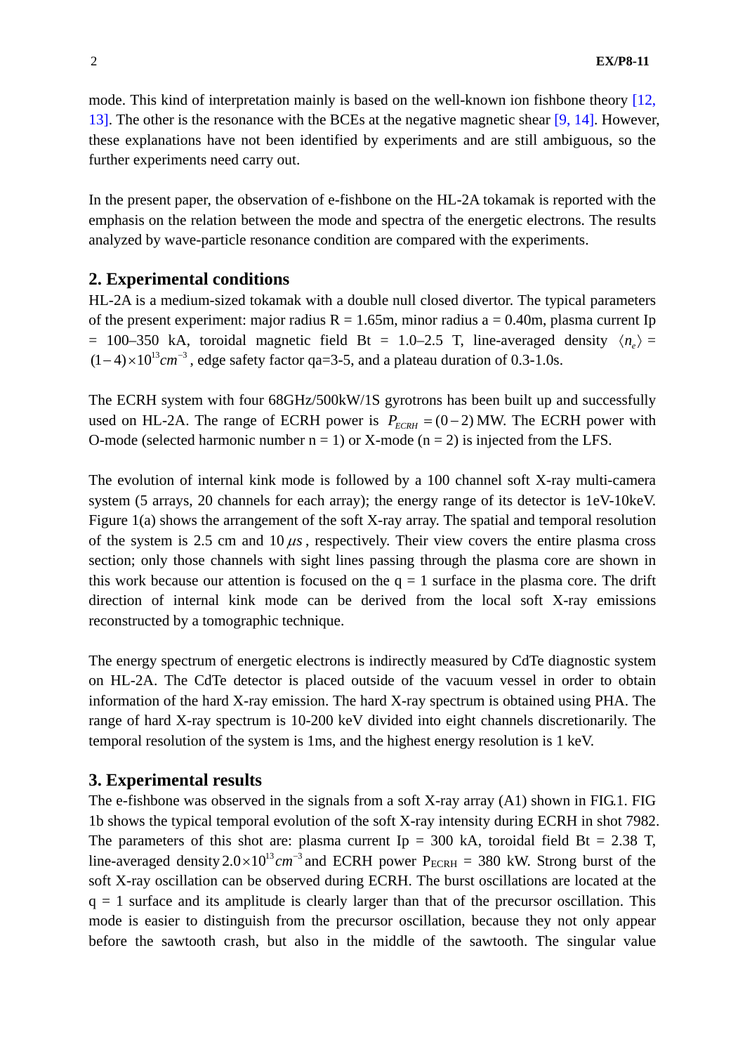mode. This kind of interpretation mainly is based on the well-known ion fishbone theory [12, 13]. The other is the resonance with the BCEs at the negative magnetic shear [9, 14]. However, these explanations have not been identified by experiments and are still ambiguous, so the further experiments need carry out.

In the present paper, the observation of e-fishbone on the HL-2A tokamak is reported with the emphasis on the relation between the mode and spectra of the energetic electrons. The results analyzed by wave-particle resonance condition are compared with the experiments.

## 2. Experimental conditions

HL-2A is a medium-sized tokamak with a double null closed divertor. The typical parameters of the present experiment: major radius R = 1.65m, minor radius a = 0.40m, plasma current Ip = 100–350 kA, toroidal magnetic field Bt = 1.0–2.5 T, line-averaged density $\langle n_e \rangle$ = $(1-4)\times10^{13}cm^{-3}$, edge safety factor qa=3-5, and a plateau duration of 0.3-1.0s.

The ECRH system with four 68GHz/500kW/1S gyrotrons has been built up and successfully used on HL-2A. The range of ECRH power is $P_{ECRH} = (0-2)$ MW. The ECRH power with O-mode (selected harmonic number n = 1) or X-mode (n = 2) is injected from the LFS.

The evolution of internal kink mode is followed by a 100 channel soft X-ray multi-camera system (5 arrays, 20 channels for each array); the energy range of its detector is 1eV-10keV. Figure 1(a) shows the arrangement of the soft X-ray array. The spatial and temporal resolution of the system is 2.5 cm and 10 $\mu s$, respectively. Their view covers the entire plasma cross section; only those channels with sight lines passing through the plasma core are shown in this work because our attention is focused on the q = 1 surface in the plasma core. The drift direction of internal kink mode can be derived from the local soft X-ray emissions reconstructed by a tomographic technique.

The energy spectrum of energetic electrons is indirectly measured by CdTe diagnostic system on HL-2A. The CdTe detector is placed outside of the vacuum vessel in order to obtain information of the hard X-ray emission. The hard X-ray spectrum is obtained using PHA. The range of hard X-ray spectrum is 10-200 keV divided into eight channels discretionarily. The temporal resolution of the system is 1ms, and the highest energy resolution is 1 keV.

## 3. Experimental results

The e-fishbone was observed in the signals from a soft X-ray array (A1) shown in FIG.1. FIG 1b shows the typical temporal evolution of the soft X-ray intensity during ECRH in shot 7982. The parameters of this shot are: plasma current Ip = 300 kA, toroidal field Bt = 2.38 T, line-averaged density $2.0\times10^{13}cm^{-3}$ and ECRH power $P_{ECRH}$ = 380 kW. Strong burst of the soft X-ray oscillation can be observed during ECRH. The burst oscillations are located at the q = 1 surface and its amplitude is clearly larger than that of the precursor oscillation. This mode is easier to distinguish from the precursor oscillation, because they not only appear before the sawtooth crash, but also in the middle of the sawtooth. The singular value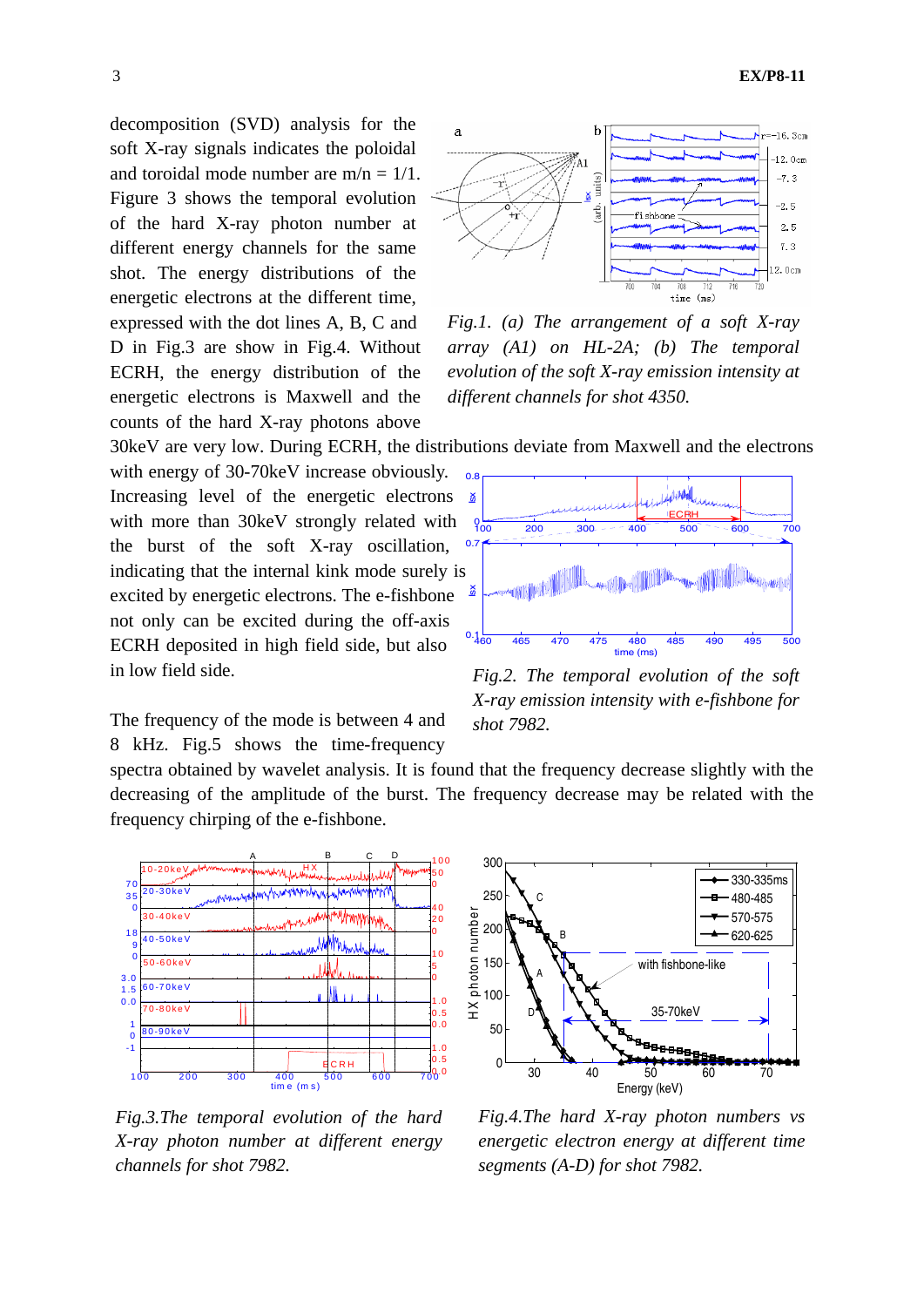decomposition (SVD) analysis for the soft X-ray signals indicates the poloidal and toroidal mode number are m/n = 1/1. Figure 3 shows the temporal evolution of the hard X-ray photon number at different energy channels for the same shot. The energy distributions of the energetic electrons at the different time, expressed with the dot lines A, B, C and D in Fig.3 are show in Fig.4. Without ECRH, the energy distribution of the energetic electrons is Maxwell and the counts of the hard X-ray photons above 30keV are very low. During ECRH, the distributions deviate from Maxwell and the electrons with energy of 30-70keV increase obviously. Increasing level of the energetic electrons with more than 30keV strongly related with the burst of the soft X-ray oscillation, indicating that the internal kink mode surely is excited by energetic electrons. The e-fishbone not only can be excited during the off-axis ECRH deposited in high field side, but also in low field side.

*Fig.1. (a) The arrangement of a soft X-ray array (A1) on HL-2A; (b) The temporal evolution of the soft X-ray emission intensity at different channels for shot 4350.*

*Fig.2. The temporal evolution of the soft X-ray emission intensity with e-fishbone for shot 7982.*

The frequency of the mode is between 4 and 8 kHz. Fig.5 shows the time-frequency spectra obtained by wavelet analysis. It is found that the frequency decrease slightly with the decreasing of the amplitude of the burst. The frequency decrease may be related with the frequency chirping of the e-fishbone.

*Fig.3.The temporal evolution of the hard X-ray photon number at different energy channels for shot 7982.*

*Fig.4.The hard X-ray photon numbers vs energetic electron energy at different time segments (A-D) for shot 7982.*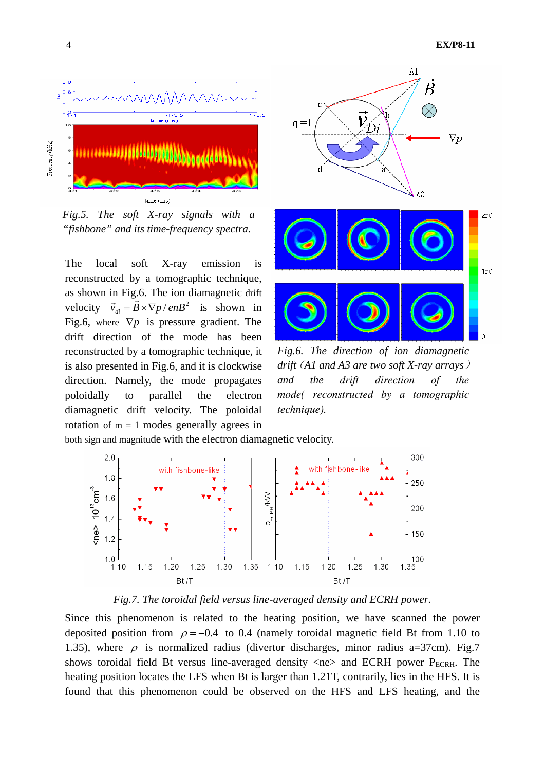*Fig.5. The soft X-ray signals with a "fishbone" and its time-frequency spectra.*

The local soft X-ray emission is reconstructed by a tomographic technique, as shown in Fig.6. The ion diamagnetic drift velocity $\vec{v}_{di} = \vec{B} \times \nabla p / enB^2$ is shown in Fig.6, where $\nabla p$ is pressure gradient. The drift direction of the mode has been reconstructed by a tomographic technique, it is also presented in Fig.6, and it is clockwise direction. Namely, the mode propagates poloidally to parallel the electron diamagnetic drift velocity. The poloidal rotation of m = 1 modes generally agrees in both sign and magnitude with the electron diamagnetic velocity.

*Fig.6. The direction of ion diamagnetic drift（A1 and A3 are two soft X-ray arrays）and the drift direction of the mode( reconstructed by a tomographic technique).*

*Fig.7. The toroidal field versus line-averaged density and ECRH power.*

Since this phenomenon is related to the heating position, we have scanned the power deposited position from $\rho = -0.4$ to 0.4 (namely toroidal magnetic field Bt from 1.10 to 1.35), where $\rho$ is normalized radius (divertor discharges, minor radius a=37cm). Fig.7 shows toroidal field Bt versus line-averaged density <ne> and ECRH power $P_{ECRH}$. The heating position locates the LFS when Bt is larger than 1.21T, contrarily, lies in the HFS. It is found that this phenomenon could be observed on the HFS and LFS heating, and the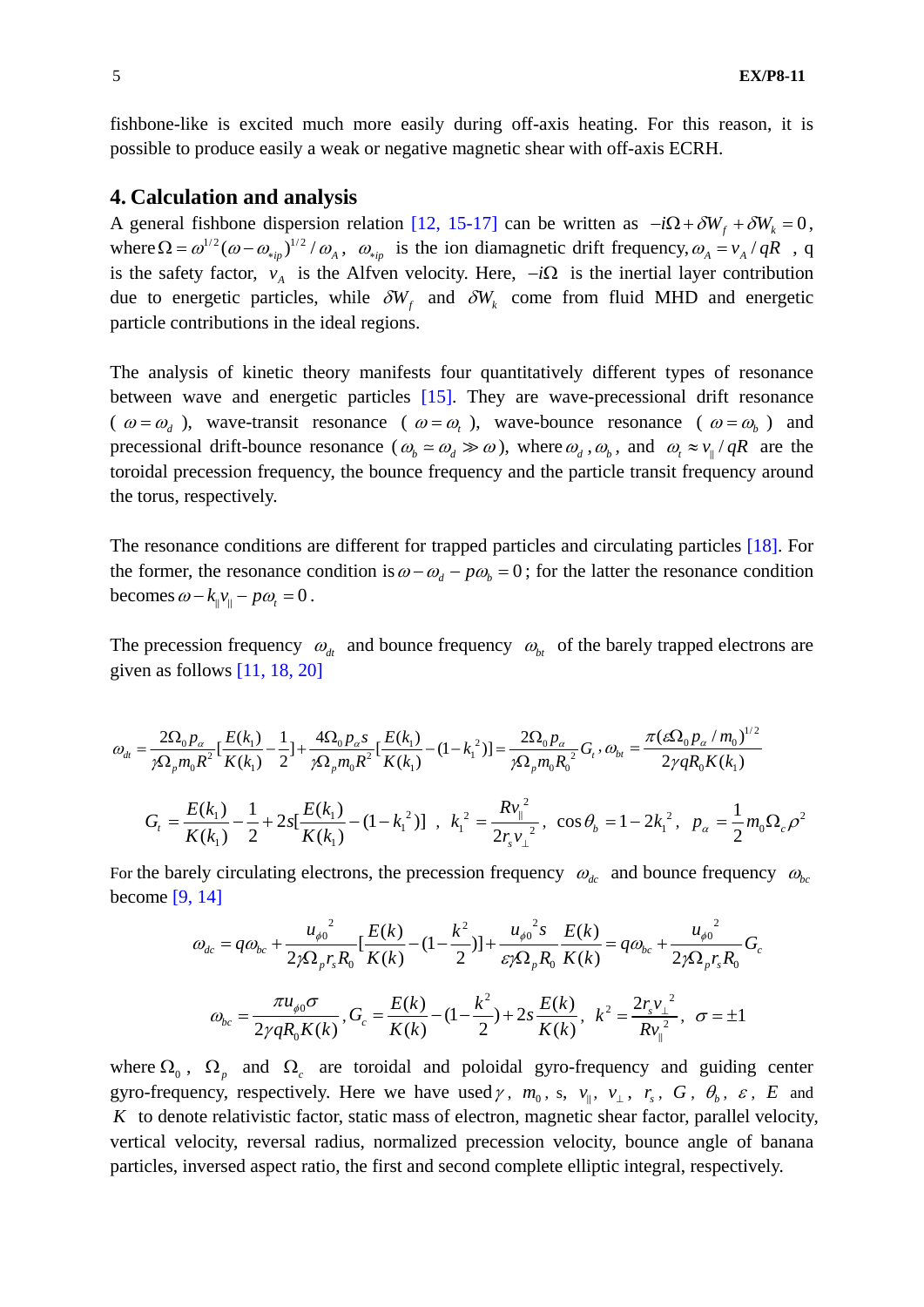fishbone-like is excited much more easily during off-axis heating. For this reason, it is possible to produce easily a weak or negative magnetic shear with off-axis ECRH.

## 4. Calculation and analysis

A general fishbone dispersion relation [12, 15-17] can be written as $-i\Omega + \delta W_f + \delta W_k = 0$, where $\Omega = \omega^{1/2}(\omega - \omega_{*ip})^{1/2} / \omega_A$, $\omega_{*ip}$ is the ion diamagnetic drift frequency, $\omega_A = v_A / qR$, q is the safety factor, $v_A$ is the Alfven velocity. Here, $-i\Omega$ is the inertial layer contribution due to energetic particles, while $\delta W_f$ and $\delta W_k$ come from fluid MHD and energetic particle contributions in the ideal regions.

The analysis of kinetic theory manifests four quantitatively different types of resonance between wave and energetic particles [15]. They are wave-precessional drift resonance ($\omega = \omega_d$), wave-transit resonance ($\omega = \omega_t$), wave-bounce resonance ($\omega = \omega_b$) and precessional drift-bounce resonance ($\omega_b \simeq \omega_d \gg \omega$), where $\omega_d$, $\omega_b$, and $\omega_t \approx v_{\|} / qR$ are the toroidal precession frequency, the bounce frequency and the particle transit frequency around the torus, respectively.

The resonance conditions are different for trapped particles and circulating particles [18]. For the former, the resonance condition is $\omega - \omega_d - p\omega_b = 0$; for the latter the resonance condition becomes $\omega - k_{\|} v_{\|} - p\omega_t = 0$.

The precession frequency $\omega_{dt}$ and bounce frequency $\omega_{bt}$ of the barely trapped electrons are given as follows [11, 18, 20]

$$\omega_{dt} = \frac{2\Omega_0 p_\alpha}{\gamma \Omega_p m_0 R^2}\left[\frac{E(k_1)}{K(k_1)} - \frac{1}{2}\right] + \frac{4\Omega_0 p_\alpha s}{\gamma \Omega_p m_0 R^2}\left[\frac{E(k_1)}{K(k_1)} - (1 - k_1^2)\right] = \frac{2\Omega_0 p_\alpha}{\gamma \Omega_p m_0 R_0^2} G_t, \quad \omega_{bt} = \frac{\pi (\varepsilon \Omega_0 p_\alpha / m_0)^{1/2}}{2\gamma q R_0 K(k_1)}$$

$$G_t = \frac{E(k_1)}{K(k_1)} - \frac{1}{2} + 2s\left[\frac{E(k_1)}{K(k_1)} - (1 - k_1^2)\right], \quad k_1^2 = \frac{R v_{\|}^2}{2 r_s v_{\perp}^2}, \quad \cos\theta_b = 1 - 2k_1^2, \quad p_\alpha = \frac{1}{2} m_0 \Omega_c \rho^2$$

For the barely circulating electrons, the precession frequency $\omega_{dc}$ and bounce frequency $\omega_{bc}$ become [9, 14]

$$\omega_{dc} = q\omega_{bc} + \frac{u_{\phi 0}^2}{2\gamma \Omega_p r_s R_0}\left[\frac{E(k)}{K(k)} - (1 - \frac{k^2}{2})\right] + \frac{u_{\phi 0}^2 s}{\varepsilon \gamma \Omega_p R_0} \frac{E(k)}{K(k)} = q\omega_{bc} + \frac{u_{\phi 0}^2}{2\gamma \Omega_p r_s R_0} G_c$$

$$\omega_{bc} = \frac{\pi u_{\phi 0} \sigma}{2\gamma q R_0 K(k)}, \quad G_c = \frac{E(k)}{K(k)} - (1 - \frac{k^2}{2}) + 2s \frac{E(k)}{K(k)}, \quad k^2 = \frac{2 r_s v_{\perp}^2}{R v_{\|}^2}, \quad \sigma = \pm 1$$

where $\Omega_0$, $\Omega_p$ and $\Omega_c$ are toroidal and poloidal gyro-frequency and guiding center gyro-frequency, respectively. Here we have used $\gamma$, $m_0$, s, $v_{\|}$, $v_{\perp}$, $r_s$, $G$, $\theta_b$, $\varepsilon$, $E$ and $K$ to denote relativistic factor, static mass of electron, magnetic shear factor, parallel velocity, vertical velocity, reversal radius, normalized precession velocity, bounce angle of banana particles, inversed aspect ratio, the first and second complete elliptic integral, respectively.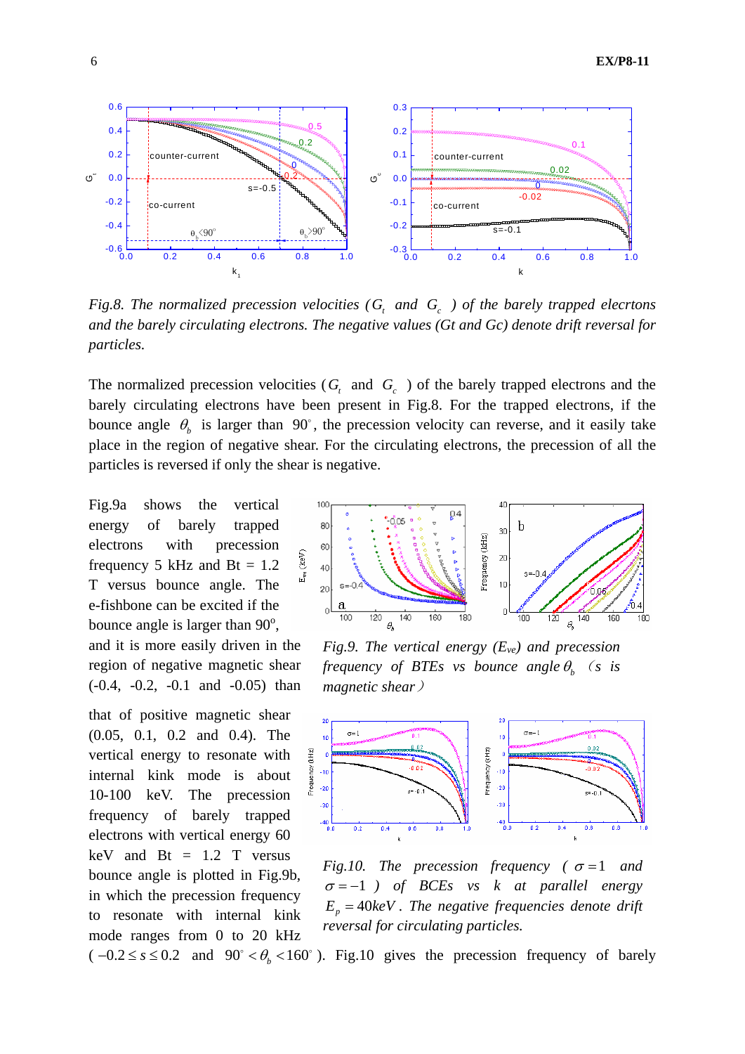*Fig.8. The normalized precession velocities ($G_t$ and $G_c$ ) of the barely trapped elecrtons and the barely circulating electrons. The negative values (Gt and Gc) denote drift reversal for particles.*

The normalized precession velocities ($G_t$ and $G_c$ ) of the barely trapped electrons and the barely circulating electrons have been present in Fig.8. For the trapped electrons, if the bounce angle $\theta_b$ is larger than $90^\circ$, the precession velocity can reverse, and it easily take place in the region of negative shear. For the circulating electrons, the precession of all the particles is reversed if only the shear is negative.

Fig.9a shows the vertical energy of barely trapped electrons with precession frequency 5 kHz and Bt = 1.2 T versus bounce angle. The e-fishbone can be excited if the bounce angle is larger than 90$^o$, and it is more easily driven in the region of negative magnetic shear (-0.4, -0.2, -0.1 and -0.05) than that of positive magnetic shear (0.05, 0.1, 0.2 and 0.4). The vertical energy to resonate with internal kink mode is about 10-100 keV. The precession frequency of barely trapped electrons with vertical energy 60 keV and Bt = 1.2 T versus bounce angle is plotted in Fig.9b, in which the precession frequency to resonate with internal kink mode ranges from 0 to 20 kHz ($-0.2 \le s \le 0.2$ and $90^\circ < \theta_b < 160^\circ$). Fig.10 gives the precession frequency of barely

*Fig.9. The vertical energy ($E_{ve}$) and precession frequency of BTEs vs bounce angle $\theta_b$ （s is magnetic shear）*

*Fig.10. The precession frequency ( $\sigma = 1$ and $\sigma = -1$ ) of BCEs vs k at parallel energy $E_p = 40keV$. The negative frequencies denote drift reversal for circulating particles.*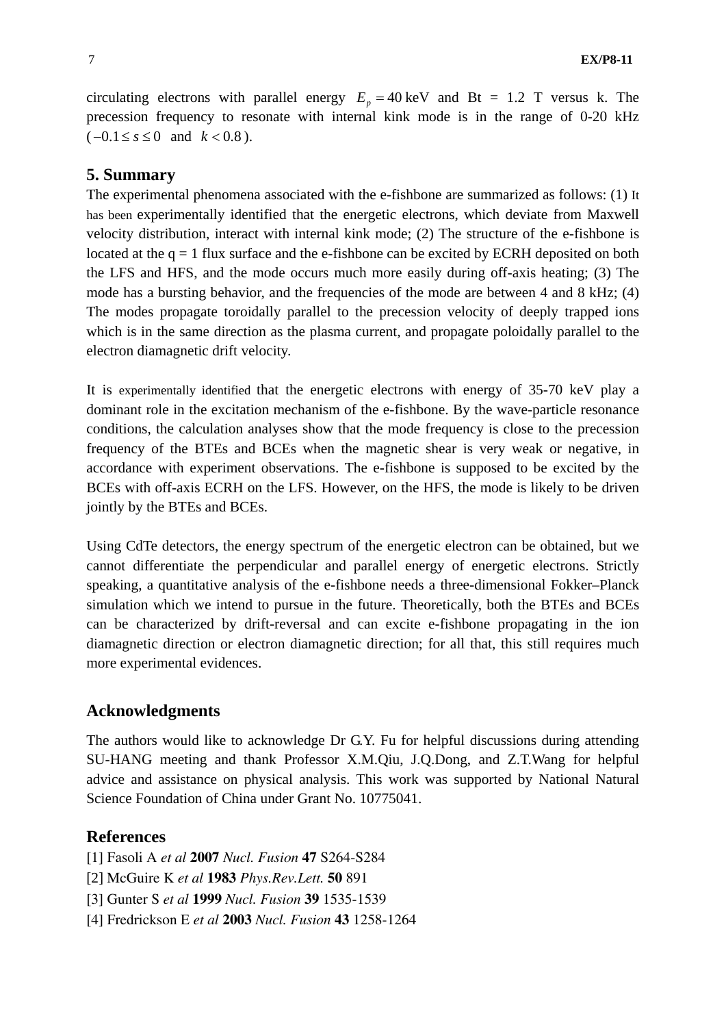circulating electrons with parallel energy $E_p = 40\,\text{keV}$ and Bt = 1.2 T versus k. The precession frequency to resonate with internal kink mode is in the range of 0-20 kHz ($-0.1 \le s \le 0$ and $k < 0.8$).

## 5. Summary

The experimental phenomena associated with the e-fishbone are summarized as follows: (1) It has been experimentally identified that the energetic electrons, which deviate from Maxwell velocity distribution, interact with internal kink mode; (2) The structure of the e-fishbone is located at the q = 1 flux surface and the e-fishbone can be excited by ECRH deposited on both the LFS and HFS, and the mode occurs much more easily during off-axis heating; (3) The mode has a bursting behavior, and the frequencies of the mode are between 4 and 8 kHz; (4) The modes propagate toroidally parallel to the precession velocity of deeply trapped ions which is in the same direction as the plasma current, and propagate poloidally parallel to the electron diamagnetic drift velocity.

It is experimentally identified that the energetic electrons with energy of 35-70 keV play a dominant role in the excitation mechanism of the e-fishbone. By the wave-particle resonance conditions, the calculation analyses show that the mode frequency is close to the precession frequency of the BTEs and BCEs when the magnetic shear is very weak or negative, in accordance with experiment observations. The e-fishbone is supposed to be excited by the BCEs with off-axis ECRH on the LFS. However, on the HFS, the mode is likely to be driven jointly by the BTEs and BCEs.

Using CdTe detectors, the energy spectrum of the energetic electron can be obtained, but we cannot differentiate the perpendicular and parallel energy of energetic electrons. Strictly speaking, a quantitative analysis of the e-fishbone needs a three-dimensional Fokker–Planck simulation which we intend to pursue in the future. Theoretically, both the BTEs and BCEs can be characterized by drift-reversal and can excite e-fishbone propagating in the ion diamagnetic direction or electron diamagnetic direction; for all that, this still requires much more experimental evidences.

## Acknowledgments

The authors would like to acknowledge Dr G.Y. Fu for helpful discussions during attending SU-HANG meeting and thank Professor X.M.Qiu, J.Q.Dong, and Z.T.Wang for helpful advice and assistance on physical analysis. This work was supported by National Natural Science Foundation of China under Grant No. 10775041.

## References

[1] Fasoli A *et al* **2007** *Nucl. Fusion* **47** S264-S284

[2] McGuire K *et al* **1983** *Phys.Rev.Lett.* **50** 891

[3] Gunter S *et al* **1999** *Nucl. Fusion* **39** 1535-1539

[4] Fredrickson E *et al* **2003** *Nucl. Fusion* **43** 1258-1264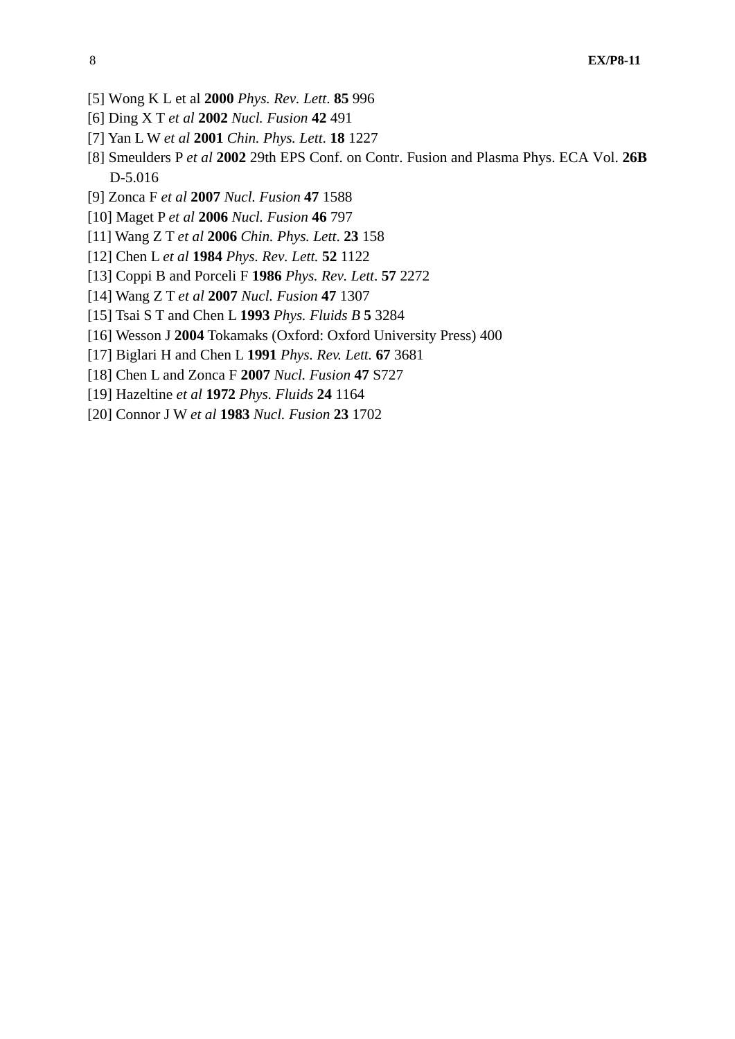[5] Wong K L et al **2000** *Phys. Rev. Lett*. **85** 996

[6] Ding X T *et al* **2002** *Nucl. Fusion* **42** 491

[7] Yan L W *et al* **2001** *Chin. Phys. Lett.* **18** 1227

[8] Smeulders P *et al* **2002** 29th EPS Conf. on Contr. Fusion and Plasma Phys. ECA Vol. **26B** D-5.016

[9] Zonca F *et al* **2007** *Nucl. Fusion* **47** 1588

[10] Maget P *et al* **2006** *Nucl. Fusion* **46** 797

[11] Wang Z T *et al* **2006** *Chin. Phys. Lett*. **23** 158

[12] Chen L *et al* **1984** *Phys. Rev. Lett.* **52** 1122

[13] Coppi B and Porceli F **1986** *Phys. Rev. Lett*. **57** 2272

[14] Wang Z T *et al* **2007** *Nucl. Fusion* **47** 1307

[15] Tsai S T and Chen L **1993** *Phys. Fluids B* **5** 3284

[16] Wesson J **2004** Tokamaks (Oxford: Oxford University Press) 400

[17] Biglari H and Chen L **1991** *Phys. Rev. Lett.* **67** 3681

[18] Chen L and Zonca F **2007** *Nucl. Fusion* **47** S727

[19] Hazeltine *et al* **1972** *Phys. Fluids* **24** 1164

[20] Connor J W *et al* **1983** *Nucl. Fusion* **23** 1702